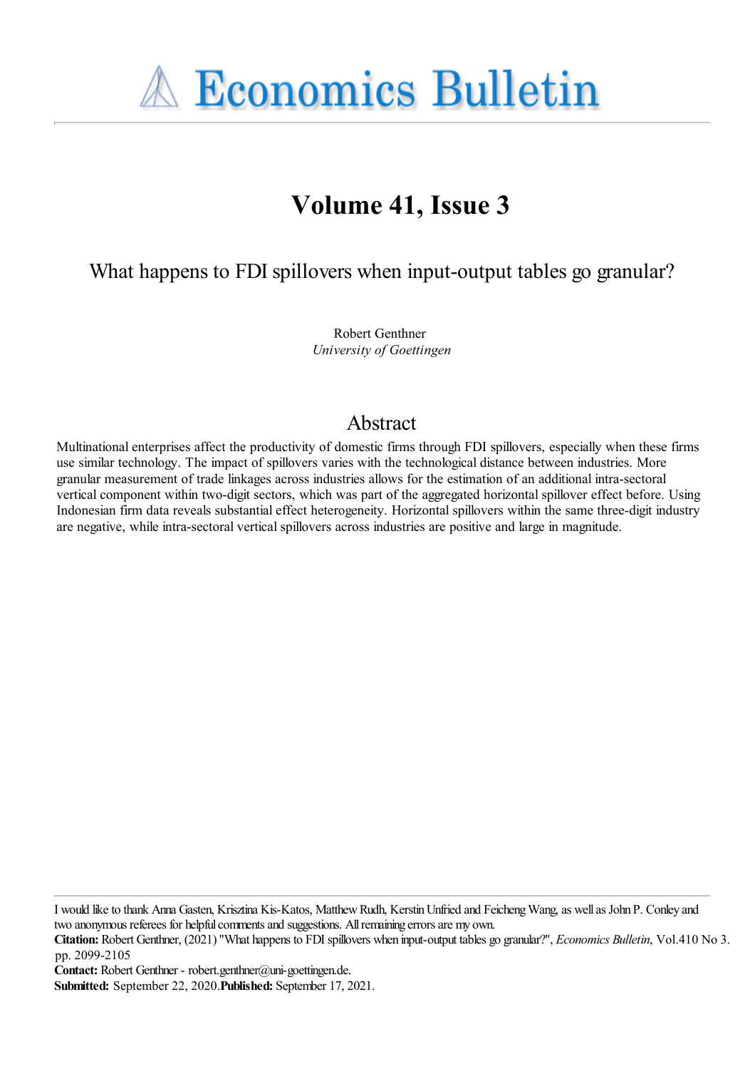# Economics Bulletin

## Volume 41, Issue 3

What happens to FDI spillovers when input-output tables go granular?

Robert Genthner
*University of Goettingen*

## Abstract

Multinational enterprises affect the productivity of domestic firms through FDI spillovers, especially when these firms use similar technology. The impact of spillovers varies with the technological distance between industries. More granular measurement of trade linkages across industries allows for the estimation of an additional intra-sectoral vertical component within two-digit sectors, which was part of the aggregated horizontal spillover effect before. Using Indonesian firm data reveals substantial effect heterogeneity. Horizontal spillovers within the same three-digit industry are negative, while intra-sectoral vertical spillovers across industries are positive and large in magnitude.

---

I would like to thank Anna Gasten, Krisztina Kis-Katos, Matthew Rudh, Kerstin Unfried and Feicheng Wang, as well as John P. Conley and two anonymous referees for helpful comments and suggestions. All remaining errors are my own.

**Citation:** Robert Genthner, (2021) "What happens to FDI spillovers when input-output tables go granular?", *Economics Bulletin*, Vol.410 No 3. pp. 2099-2105

**Contact:** Robert Genthner - robert.genthner@uni-goettingen.de.

**Submitted:** September 22, 2020. **Published:** September 17, 2021.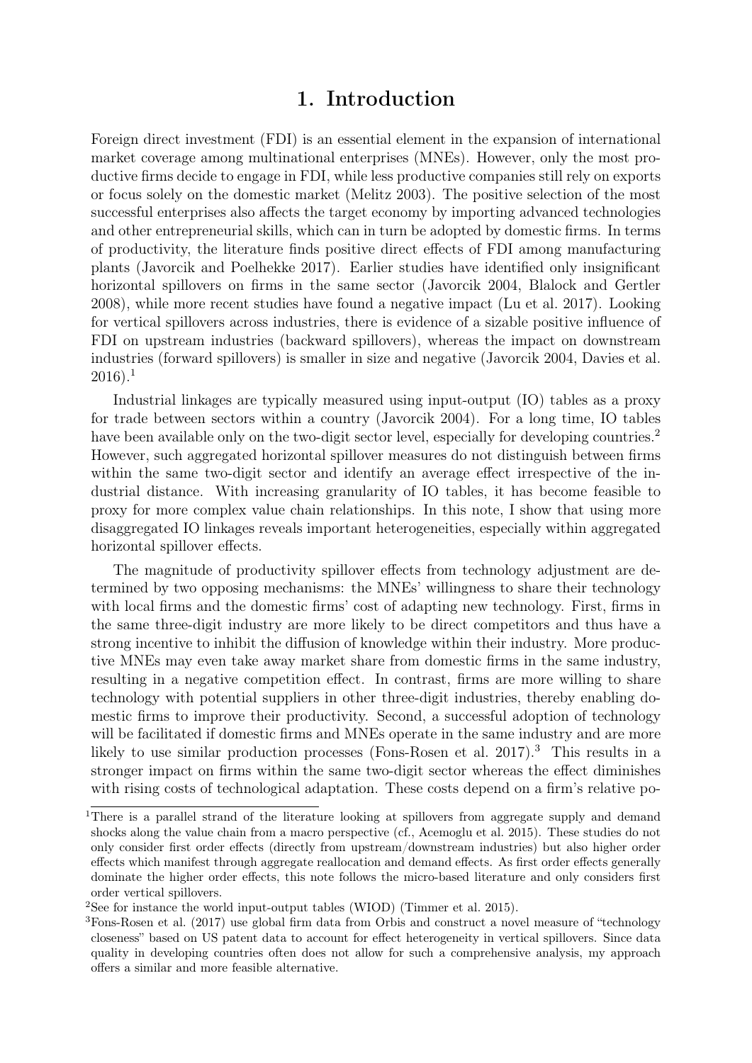# 1. Introduction

Foreign direct investment (FDI) is an essential element in the expansion of international market coverage among multinational enterprises (MNEs). However, only the most productive firms decide to engage in FDI, while less productive companies still rely on exports or focus solely on the domestic market (Melitz 2003). The positive selection of the most successful enterprises also affects the target economy by importing advanced technologies and other entrepreneurial skills, which can in turn be adopted by domestic firms. In terms of productivity, the literature finds positive direct effects of FDI among manufacturing plants (Javorcik and Poelhekke 2017). Earlier studies have identified only insignificant horizontal spillovers on firms in the same sector (Javorcik 2004, Blalock and Gertler 2008), while more recent studies have found a negative impact (Lu et al. 2017). Looking for vertical spillovers across industries, there is evidence of a sizable positive influence of FDI on upstream industries (backward spillovers), whereas the impact on downstream industries (forward spillovers) is smaller in size and negative (Javorcik 2004, Davies et al. 2016).[1]

Industrial linkages are typically measured using input-output (IO) tables as a proxy for trade between sectors within a country (Javorcik 2004). For a long time, IO tables have been available only on the two-digit sector level, especially for developing countries.[2] However, such aggregated horizontal spillover measures do not distinguish between firms within the same two-digit sector and identify an average effect irrespective of the industrial distance. With increasing granularity of IO tables, it has become feasible to proxy for more complex value chain relationships. In this note, I show that using more disaggregated IO linkages reveals important heterogeneities, especially within aggregated horizontal spillover effects.

The magnitude of productivity spillover effects from technology adjustment are determined by two opposing mechanisms: the MNEs' willingness to share their technology with local firms and the domestic firms' cost of adapting new technology. First, firms in the same three-digit industry are more likely to be direct competitors and thus have a strong incentive to inhibit the diffusion of knowledge within their industry. More productive MNEs may even take away market share from domestic firms in the same industry, resulting in a negative competition effect. In contrast, firms are more willing to share technology with potential suppliers in other three-digit industries, thereby enabling domestic firms to improve their productivity. Second, a successful adoption of technology will be facilitated if domestic firms and MNEs operate in the same industry and are more likely to use similar production processes (Fons-Rosen et al. 2017).[3] This results in a stronger impact on firms within the same two-digit sector whereas the effect diminishes with rising costs of technological adaptation. These costs depend on a firm's relative po-

[1] There is a parallel strand of the literature looking at spillovers from aggregate supply and demand shocks along the value chain from a macro perspective (cf., Acemoglu et al. 2015). These studies do not only consider first order effects (directly from upstream/downstream industries) but also higher order effects which manifest through aggregate reallocation and demand effects. As first order effects generally dominate the higher order effects, this note follows the micro-based literature and only considers first order vertical spillovers.

[2] See for instance the world input-output tables (WIOD) (Timmer et al. 2015).

[3] Fons-Rosen et al. (2017) use global firm data from Orbis and construct a novel measure of "technology closeness" based on US patent data to account for effect heterogeneity in vertical spillovers. Since data quality in developing countries often does not allow for such a comprehensive analysis, my approach offers a similar and more feasible alternative.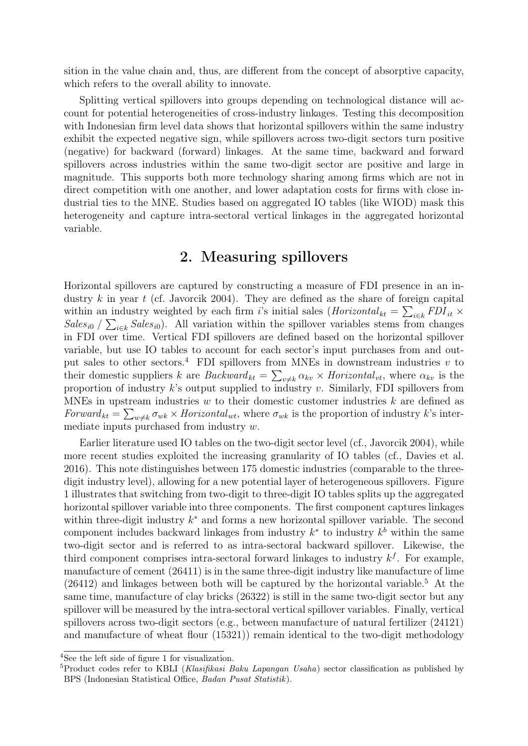sition in the value chain and, thus, are different from the concept of absorptive capacity, which refers to the overall ability to innovate.

Splitting vertical spillovers into groups depending on technological distance will account for potential heterogeneities of cross-industry linkages. Testing this decomposition with Indonesian firm level data shows that horizontal spillovers within the same industry exhibit the expected negative sign, while spillovers across two-digit sectors turn positive (negative) for backward (forward) linkages. At the same time, backward and forward spillovers across industries within the same two-digit sector are positive and large in magnitude. This supports both more technology sharing among firms which are not in direct competition with one another, and lower adaptation costs for firms with close industrial ties to the MNE. Studies based on aggregated IO tables (like WIOD) mask this heterogeneity and capture intra-sectoral vertical linkages in the aggregated horizontal variable.

## 2. Measuring spillovers

Horizontal spillovers are captured by constructing a measure of FDI presence in an industry $k$ in year $t$ (cf. Javorcik 2004). They are defined as the share of foreign capital within an industry weighted by each firm $i$'s initial sales ($Horizontal_{kt} = \sum_{i \in k} FDI_{it} \times Sales_{i0} \,/\, \sum_{i \in k} Sales_{i0}$). All variation within the spillover variables stems from changes in FDI over time. Vertical FDI spillovers are defined based on the horizontal spillover variable, but use IO tables to account for each sector's input purchases from and output sales to other sectors.[4] FDI spillovers from MNEs in downstream industries $v$ to their domestic suppliers $k$ are $Backward_{kt} = \sum_{v \neq k} \alpha_{kv} \times Horizontal_{vt}$, where $\alpha_{kv}$ is the proportion of industry $k$'s output supplied to industry $v$. Similarly, FDI spillovers from MNEs in upstream industries $w$ to their domestic customer industries $k$ are defined as $Forward_{kt} = \sum_{w \neq k} \sigma_{wk} \times Horizontal_{wt}$, where $\sigma_{wk}$ is the proportion of industry $k$'s intermediate inputs purchased from industry $w$.

Earlier literature used IO tables on the two-digit sector level (cf., Javorcik 2004), while more recent studies exploited the increasing granularity of IO tables (cf., Davies et al. 2016). This note distinguishes between 175 domestic industries (comparable to the three-digit industry level), allowing for a new potential layer of heterogeneous spillovers. Figure 1 illustrates that switching from two-digit to three-digit IO tables splits up the aggregated horizontal spillover variable into three components. The first component captures linkages within three-digit industry $k^*$ and forms a new horizontal spillover variable. The second component includes backward linkages from industry $k^*$ to industry $k^b$ within the same two-digit sector and is referred to as intra-sectoral backward spillover. Likewise, the third component comprises intra-sectoral forward linkages to industry $k^f$. For example, manufacture of cement (26411) is in the same three-digit industry like manufacture of lime (26412) and linkages between both will be captured by the horizontal variable.[5] At the same time, manufacture of clay bricks (26322) is still in the same two-digit sector but any spillover will be measured by the intra-sectoral vertical spillover variables. Finally, vertical spillovers across two-digit sectors (e.g., between manufacture of natural fertilizer (24121) and manufacture of wheat flour (15321)) remain identical to the two-digit methodology

[4] See the left side of figure 1 for visualization.

[5] Product codes refer to KBLI (*Klasifikasi Baku Lapangan Usaha*) sector classification as published by BPS (Indonesian Statistical Office, *Badan Pusat Statistik*).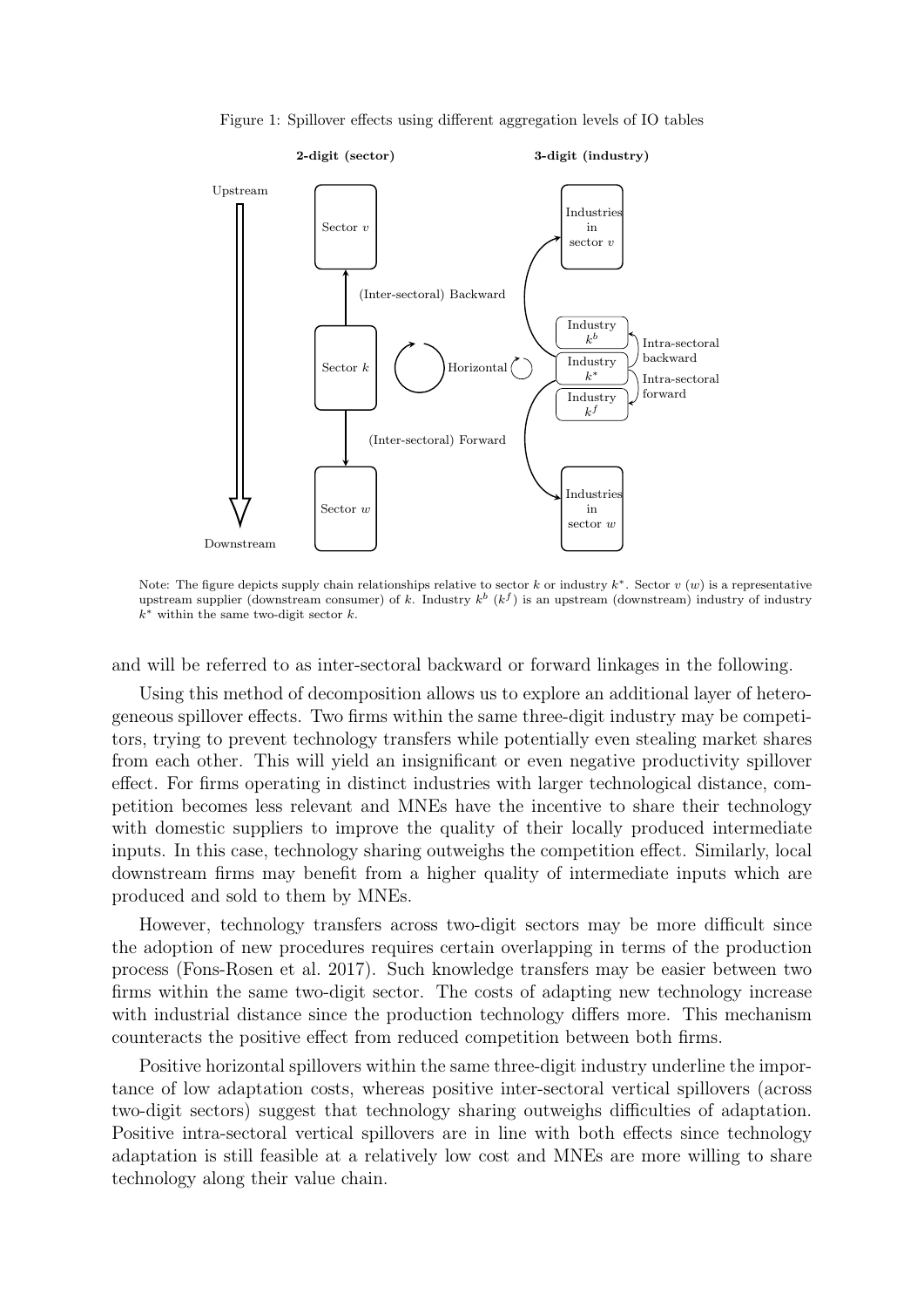Figure 1: Spillover effects using different aggregation levels of IO tables

2-digit (sector)

3-digit (industry)

Upstream

Downstream

Sector $v$

Sector $k$

Sector $w$

(Inter-sectoral) Backward

Horizontal

(Inter-sectoral) Forward

Industries in sector $v$

Industry $k^b$

Industry $k^*$

Industry $k^f$

Intra-sectoral backward

Intra-sectoral forward

Industries in sector $w$

Note: The figure depicts supply chain relationships relative to sector $k$ or industry $k^*$. Sector $v$ ($w$) is a representative upstream supplier (downstream consumer) of $k$. Industry $k^b$ ($k^f$) is an upstream (downstream) industry of industry $k^*$ within the same two-digit sector $k$.

and will be referred to as inter-sectoral backward or forward linkages in the following.

Using this method of decomposition allows us to explore an additional layer of heterogeneous spillover effects. Two firms within the same three-digit industry may be competitors, trying to prevent technology transfers while potentially even stealing market shares from each other. This will yield an insignificant or even negative productivity spillover effect. For firms operating in distinct industries with larger technological distance, competition becomes less relevant and MNEs have the incentive to share their technology with domestic suppliers to improve the quality of their locally produced intermediate inputs. In this case, technology sharing outweighs the competition effect. Similarly, local downstream firms may benefit from a higher quality of intermediate inputs which are produced and sold to them by MNEs.

However, technology transfers across two-digit sectors may be more difficult since the adoption of new procedures requires certain overlapping in terms of the production process (Fons-Rosen et al. 2017). Such knowledge transfers may be easier between two firms within the same two-digit sector. The costs of adapting new technology increase with industrial distance since the production technology differs more. This mechanism counteracts the positive effect from reduced competition between both firms.

Positive horizontal spillovers within the same three-digit industry underline the importance of low adaptation costs, whereas positive inter-sectoral vertical spillovers (across two-digit sectors) suggest that technology sharing outweighs difficulties of adaptation. Positive intra-sectoral vertical spillovers are in line with both effects since technology adaptation is still feasible at a relatively low cost and MNEs are more willing to share technology along their value chain.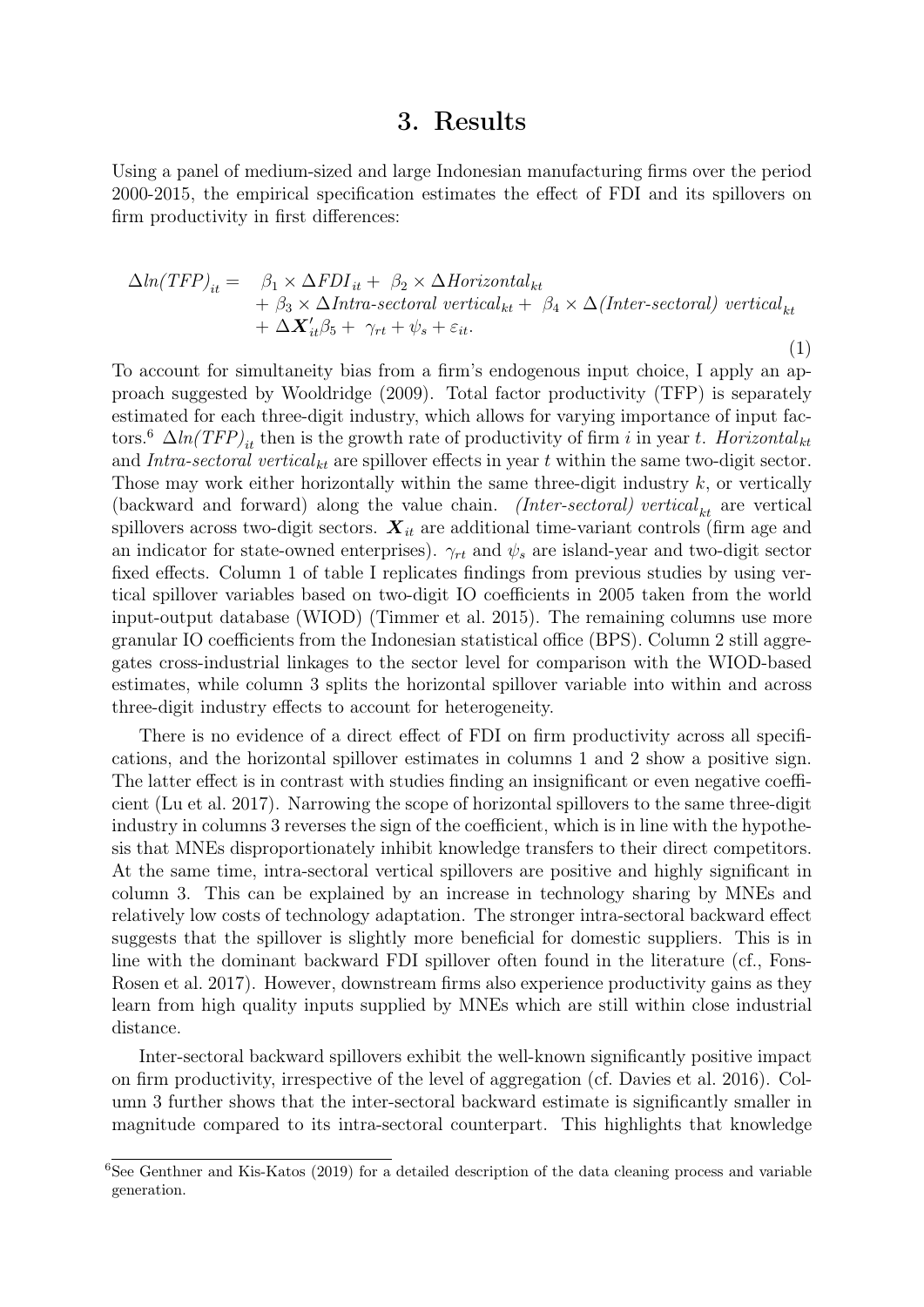# 3. Results

Using a panel of medium-sized and large Indonesian manufacturing firms over the period 2000-2015, the empirical specification estimates the effect of FDI and its spillovers on firm productivity in first differences:

$$
\begin{aligned}
\Delta ln(TFP)_{it} = \quad & \beta_1 \times \Delta FDI_{it} + \ \beta_2 \times \Delta Horizontal_{kt} \\
& + \beta_3 \times \Delta Intra\text{-}sectoral\ vertical_{kt} + \ \beta_4 \times \Delta (Inter\text{-}sectoral)\ vertical_{kt} \\
& + \Delta \boldsymbol{X}'_{it}\beta_5 + \ \gamma_{rt} + \psi_s + \varepsilon_{it}.
\end{aligned}
\tag{1}
$$

To account for simultaneity bias from a firm's endogenous input choice, I apply an approach suggested by Wooldridge (2009). Total factor productivity (TFP) is separately estimated for each three-digit industry, which allows for varying importance of input factors.[6] $\Delta ln(TFP)_{it}$ then is the growth rate of productivity of firm $i$ in year $t$. $Horizontal_{kt}$ and $Intra\text{-}sectoral\ vertical_{kt}$ are spillover effects in year $t$ within the same two-digit sector. Those may work either horizontally within the same three-digit industry $k$, or vertically (backward and forward) along the value chain. $(Inter\text{-}sectoral)\ vertical_{kt}$ are vertical spillovers across two-digit sectors. $\boldsymbol{X}_{it}$ are additional time-variant controls (firm age and an indicator for state-owned enterprises). $\gamma_{rt}$ and $\psi_s$ are island-year and two-digit sector fixed effects. Column 1 of table I replicates findings from previous studies by using vertical spillover variables based on two-digit IO coefficients in 2005 taken from the world input-output database (WIOD) (Timmer et al. 2015). The remaining columns use more granular IO coefficients from the Indonesian statistical office (BPS). Column 2 still aggregates cross-industrial linkages to the sector level for comparison with the WIOD-based estimates, while column 3 splits the horizontal spillover variable into within and across three-digit industry effects to account for heterogeneity.

There is no evidence of a direct effect of FDI on firm productivity across all specifications, and the horizontal spillover estimates in columns 1 and 2 show a positive sign. The latter effect is in contrast with studies finding an insignificant or even negative coefficient (Lu et al. 2017). Narrowing the scope of horizontal spillovers to the same three-digit industry in columns 3 reverses the sign of the coefficient, which is in line with the hypothesis that MNEs disproportionately inhibit knowledge transfers to their direct competitors. At the same time, intra-sectoral vertical spillovers are positive and highly significant in column 3. This can be explained by an increase in technology sharing by MNEs and relatively low costs of technology adaptation. The stronger intra-sectoral backward effect suggests that the spillover is slightly more beneficial for domestic suppliers. This is in line with the dominant backward FDI spillover often found in the literature (cf., Fons-Rosen et al. 2017). However, downstream firms also experience productivity gains as they learn from high quality inputs supplied by MNEs which are still within close industrial distance.

Inter-sectoral backward spillovers exhibit the well-known significantly positive impact on firm productivity, irrespective of the level of aggregation (cf. Davies et al. 2016). Column 3 further shows that the inter-sectoral backward estimate is significantly smaller in magnitude compared to its intra-sectoral counterpart. This highlights that knowledge

[6] See Genthner and Kis-Katos (2019) for a detailed description of the data cleaning process and variable generation.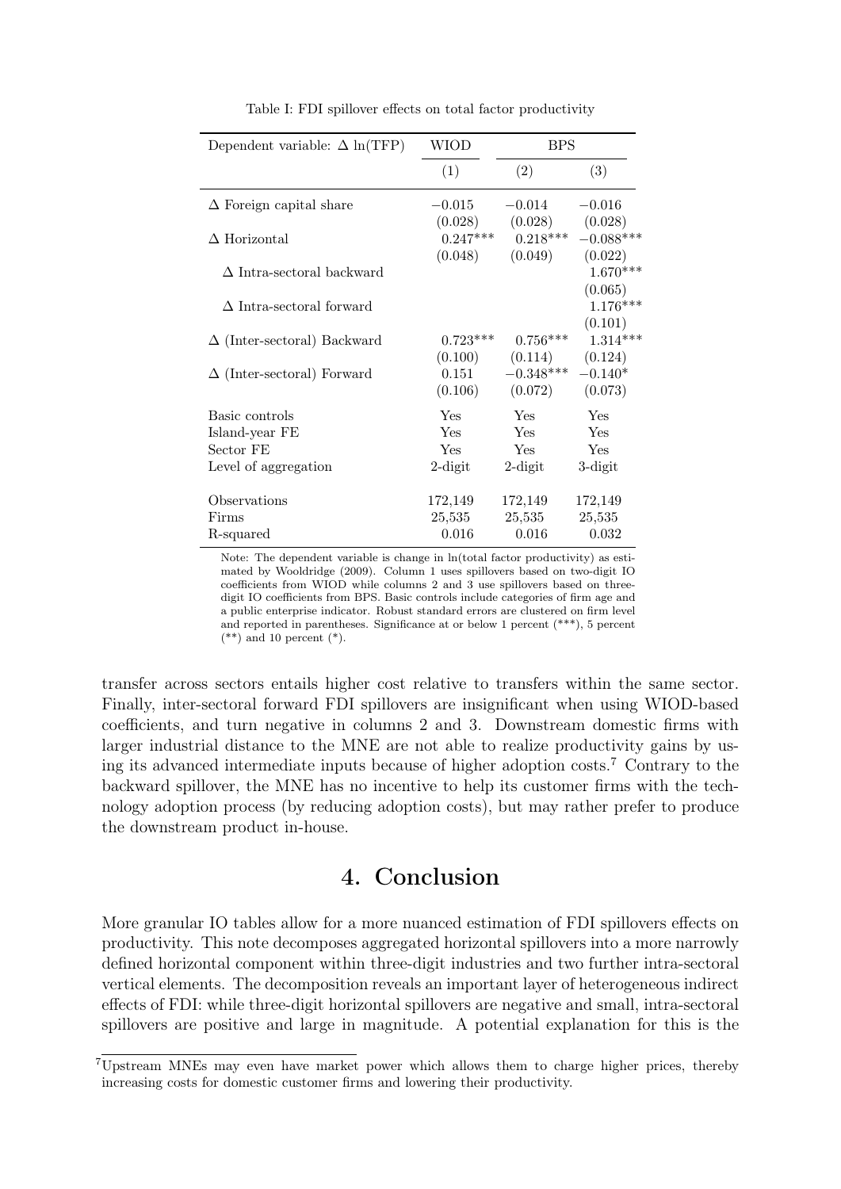Table I: FDI spillover effects on total factor productivity

| Dependent variable: $\Delta$ ln(TFP) | WIOD | BPS | |
|---|---|---|---|
| | (1) | (2) | (3) |
| $\Delta$ Foreign capital share | −0.015 | −0.014 | −0.016 |
| | (0.028) | (0.028) | (0.028) |
| $\Delta$ Horizontal | 0.247*** | 0.218*** | −0.088*** |
| | (0.048) | (0.049) | (0.022) |
| $\Delta$ Intra-sectoral backward | | | 1.670*** |
| | | | (0.065) |
| $\Delta$ Intra-sectoral forward | | | 1.176*** |
| | | | (0.101) |
| $\Delta$ (Inter-sectoral) Backward | 0.723*** | 0.756*** | 1.314*** |
| | (0.100) | (0.114) | (0.124) |
| $\Delta$ (Inter-sectoral) Forward | 0.151 | −0.348*** | −0.140* |
| | (0.106) | (0.072) | (0.073) |
| Basic controls | Yes | Yes | Yes |
| Island-year FE | Yes | Yes | Yes |
| Sector FE | Yes | Yes | Yes |
| Level of aggregation | 2-digit | 2-digit | 3-digit |
| Observations | 172,149 | 172,149 | 172,149 |
| Firms | 25,535 | 25,535 | 25,535 |
| R-squared | 0.016 | 0.016 | 0.032 |

Note: The dependent variable is change in ln(total factor productivity) as estimated by Wooldridge (2009). Column 1 uses spillovers based on two-digit IO coefficients from WIOD while columns 2 and 3 use spillovers based on three-digit IO coefficients from BPS. Basic controls include categories of firm age and a public enterprise indicator. Robust standard errors are clustered on firm level and reported in parentheses. Significance at or below 1 percent (***), 5 percent (**) and 10 percent (*).

transfer across sectors entails higher cost relative to transfers within the same sector. Finally, inter-sectoral forward FDI spillovers are insignificant when using WIOD-based coefficients, and turn negative in columns 2 and 3. Downstream domestic firms with larger industrial distance to the MNE are not able to realize productivity gains by using its advanced intermediate inputs because of higher adoption costs.[7] Contrary to the backward spillover, the MNE has no incentive to help its customer firms with the technology adoption process (by reducing adoption costs), but may rather prefer to produce the downstream product in-house.

## 4. Conclusion

More granular IO tables allow for a more nuanced estimation of FDI spillovers effects on productivity. This note decomposes aggregated horizontal spillovers into a more narrowly defined horizontal component within three-digit industries and two further intra-sectoral vertical elements. The decomposition reveals an important layer of heterogeneous indirect effects of FDI: while three-digit horizontal spillovers are negative and small, intra-sectoral spillovers are positive and large in magnitude. A potential explanation for this is the

[7] Upstream MNEs may even have market power which allows them to charge higher prices, thereby increasing costs for domestic customer firms and lowering their productivity.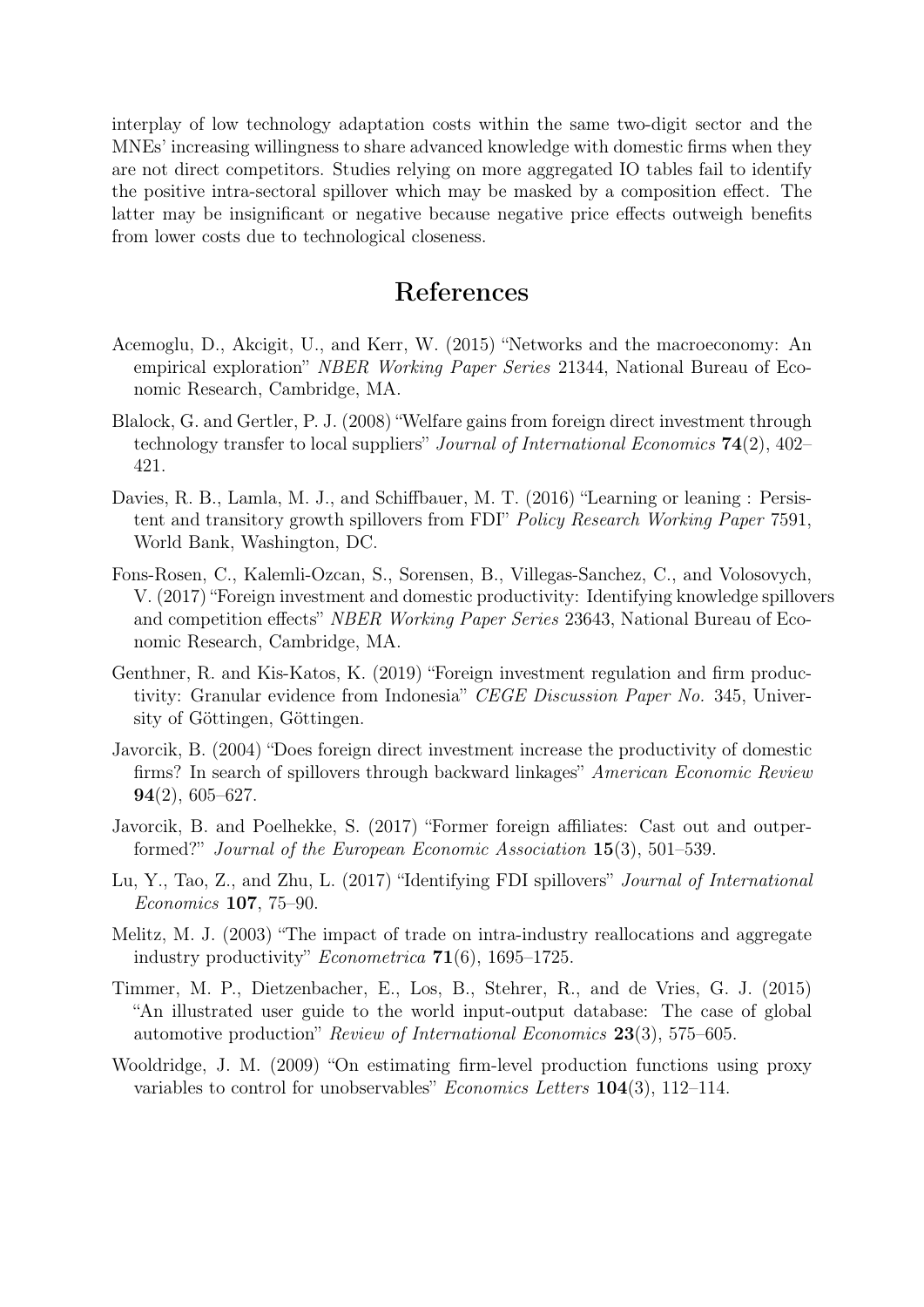interplay of low technology adaptation costs within the same two-digit sector and the MNEs' increasing willingness to share advanced knowledge with domestic firms when they are not direct competitors. Studies relying on more aggregated IO tables fail to identify the positive intra-sectoral spillover which may be masked by a composition effect. The latter may be insignificant or negative because negative price effects outweigh benefits from lower costs due to technological closeness.

# References

Acemoglu, D., Akcigit, U., and Kerr, W. (2015) "Networks and the macroeconomy: An empirical exploration" *NBER Working Paper Series* 21344, National Bureau of Economic Research, Cambridge, MA.

Blalock, G. and Gertler, P. J. (2008) "Welfare gains from foreign direct investment through technology transfer to local suppliers" *Journal of International Economics* **74**(2), 402–421.

Davies, R. B., Lamla, M. J., and Schiffbauer, M. T. (2016) "Learning or leaning : Persistent and transitory growth spillovers from FDI" *Policy Research Working Paper* 7591, World Bank, Washington, DC.

Fons-Rosen, C., Kalemli-Ozcan, S., Sorensen, B., Villegas-Sanchez, C., and Volosovych, V. (2017) "Foreign investment and domestic productivity: Identifying knowledge spillovers and competition effects" *NBER Working Paper Series* 23643, National Bureau of Economic Research, Cambridge, MA.

Genthner, R. and Kis-Katos, K. (2019) "Foreign investment regulation and firm productivity: Granular evidence from Indonesia" *CEGE Discussion Paper No.* 345, University of Göttingen, Göttingen.

Javorcik, B. (2004) "Does foreign direct investment increase the productivity of domestic firms? In search of spillovers through backward linkages" *American Economic Review* **94**(2), 605–627.

Javorcik, B. and Poelhekke, S. (2017) "Former foreign affiliates: Cast out and outperformed?" *Journal of the European Economic Association* **15**(3), 501–539.

Lu, Y., Tao, Z., and Zhu, L. (2017) "Identifying FDI spillovers" *Journal of International Economics* **107**, 75–90.

Melitz, M. J. (2003) "The impact of trade on intra-industry reallocations and aggregate industry productivity" *Econometrica* **71**(6), 1695–1725.

Timmer, M. P., Dietzenbacher, E., Los, B., Stehrer, R., and de Vries, G. J. (2015) "An illustrated user guide to the world input-output database: The case of global automotive production" *Review of International Economics* **23**(3), 575–605.

Wooldridge, J. M. (2009) "On estimating firm-level production functions using proxy variables to control for unobservables" *Economics Letters* **104**(3), 112–114.